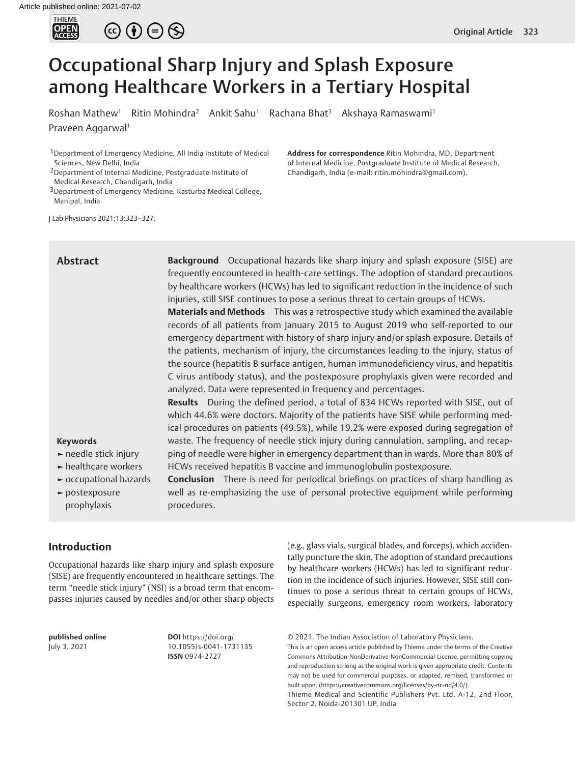# Occupational Sharp Injury and Splash Exposure among Healthcare Workers in a Tertiary Hospital

Roshan Mathew[1] Ritin Mohindra[2] Ankit Sahu[1] Rachana Bhat[3] Akshaya Ramaswami[1] Praveen Aggarwal[1]

[1]Department of Emergency Medicine, All India Institute of Medical Sciences, New Delhi, India
[2]Department of Internal Medicine, Postgraduate Institute of Medical Research, Chandigarh, India
[3]Department of Emergency Medicine, Kasturba Medical College, Manipal, India

**Address for correspondence** Ritin Mohindra, MD, Department of Internal Medicine, Postgraduate Institute of Medical Research, Chandigarh, India (e-mail: ritin.mohindra@gmail.com).

J Lab Physicians 2021;13:323–327.

## Abstract

**Background** Occupational hazards like sharp injury and splash exposure (SISE) are frequently encountered in health-care settings. The adoption of standard precautions by healthcare workers (HCWs) has led to significant reduction in the incidence of such injuries, still SISE continues to pose a serious threat to certain groups of HCWs.

**Materials and Methods** This was a retrospective study which examined the available records of all patients from January 2015 to August 2019 who self-reported to our emergency department with history of sharp injury and/or splash exposure. Details of the patients, mechanism of injury, the circumstances leading to the injury, status of the source (hepatitis B surface antigen, human immunodeficiency virus, and hepatitis C virus antibody status), and the postexposure prophylaxis given were recorded and analyzed. Data were represented in frequency and percentages.

**Results** During the defined period, a total of 834 HCWs reported with SISE, out of which 44.6% were doctors. Majority of the patients have SISE while performing medical procedures on patients (49.5%), while 19.2% were exposed during segregation of waste. The frequency of needle stick injury during cannulation, sampling, and recapping of needle were higher in emergency department than in wards. More than 80% of HCWs received hepatitis B vaccine and immunoglobulin postexposure.

**Conclusion** There is need for periodical briefings on practices of sharp handling as well as re-emphasizing the use of personal protective equipment while performing procedures.

**Keywords**

- needle stick injury
- healthcare workers
- occupational hazards
- postexposure prophylaxis

## Introduction

Occupational hazards like sharp injury and splash exposure (SISE) are frequently encountered in healthcare settings. The term "needle stick injury" (NSI) is a broad term that encompasses injuries caused by needles and/or other sharp objects (e.g., glass vials, surgical blades, and forceps), which accidentally puncture the skin. The adoption of standard precautions by healthcare workers (HCWs) has led to significant reduction in the incidence of such injuries. However, SISE still continues to pose a serious threat to certain groups of HCWs, especially surgeons, emergency room workers, laboratory

**published online** July 3, 2021

**DOI** https://doi.org/10.1055/s-0041-1731135
**ISSN** 0974-2727

© 2021. The Indian Association of Laboratory Physicians.
This is an open access article published by Thieme under the terms of the Creative Commons Attribution-NonDerivative-NonCommercial-License, permitting copying and reproduction so long as the original work is given appropriate credit. Contents may not be used for commercial purposes, or adapted, remixed, transformed or built upon. (https://creativecommons.org/licenses/by-nc-nd/4.0/).
Thieme Medical and Scientific Publishers Pvt. Ltd. A-12, 2nd Floor, Sector 2, Noida-201301 UP, India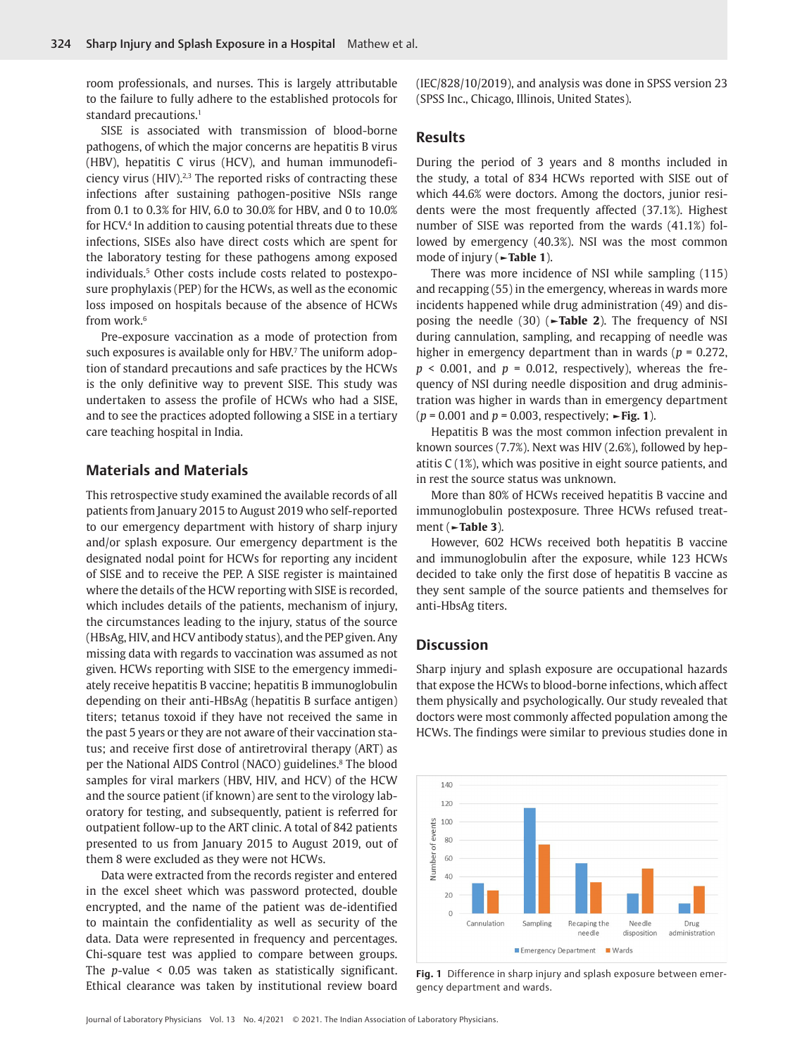room professionals, and nurses. This is largely attributable to the failure to fully adhere to the established protocols for standard precautions.[1]

SISE is associated with transmission of blood-borne pathogens, of which the major concerns are hepatitis B virus (HBV), hepatitis C virus (HCV), and human immunodeficiency virus (HIV).[2,3] The reported risks of contracting these infections after sustaining pathogen-positive NSIs range from 0.1 to 0.3% for HIV, 6.0 to 30.0% for HBV, and 0 to 10.0% for HCV.[4] In addition to causing potential threats due to these infections, SISEs also have direct costs which are spent for the laboratory testing for these pathogens among exposed individuals.[5] Other costs include costs related to postexposure prophylaxis (PEP) for the HCWs, as well as the economic loss imposed on hospitals because of the absence of HCWs from work.[6]

Pre-exposure vaccination as a mode of protection from such exposures is available only for HBV.[7] The uniform adoption of standard precautions and safe practices by the HCWs is the only definitive way to prevent SISE. This study was undertaken to assess the profile of HCWs who had a SISE, and to see the practices adopted following a SISE in a tertiary care teaching hospital in India.

## Materials and Materials

This retrospective study examined the available records of all patients from January 2015 to August 2019 who self-reported to our emergency department with history of sharp injury and/or splash exposure. Our emergency department is the designated nodal point for HCWs for reporting any incident of SISE and to receive the PEP. A SISE register is maintained where the details of the HCW reporting with SISE is recorded, which includes details of the patients, mechanism of injury, the circumstances leading to the injury, status of the source (HBsAg, HIV, and HCV antibody status), and the PEP given. Any missing data with regards to vaccination was assumed as not given. HCWs reporting with SISE to the emergency immediately receive hepatitis B vaccine; hepatitis B immunoglobulin depending on their anti-HBsAg (hepatitis B surface antigen) titers; tetanus toxoid if they have not received the same in the past 5 years or they are not aware of their vaccination status; and receive first dose of antiretroviral therapy (ART) as per the National AIDS Control (NACO) guidelines.[8] The blood samples for viral markers (HBV, HIV, and HCV) of the HCW and the source patient (if known) are sent to the virology laboratory for testing, and subsequently, patient is referred for outpatient follow-up to the ART clinic. A total of 842 patients presented to us from January 2015 to August 2019, out of them 8 were excluded as they were not HCWs.

Data were extracted from the records register and entered in the excel sheet which was password protected, double encrypted, and the name of the patient was de-identified to maintain the confidentiality as well as security of the data. Data were represented in frequency and percentages. Chi-square test was applied to compare between groups. The $p$-value $< 0.05$ was taken as statistically significant. Ethical clearance was taken by institutional review board (IEC/828/10/2019), and analysis was done in SPSS version 23 (SPSS Inc., Chicago, Illinois, United States).

## Results

During the period of 3 years and 8 months included in the study, a total of 834 HCWs reported with SISE out of which 44.6% were doctors. Among the doctors, junior residents were the most frequently affected (37.1%). Highest number of SISE was reported from the wards (41.1%) followed by emergency (40.3%). NSI was the most common mode of injury (►**Table 1**).

There was more incidence of NSI while sampling (115) and recapping (55) in the emergency, whereas in wards more incidents happened while drug administration (49) and disposing the needle (30) (►**Table 2**). The frequency of NSI during cannulation, sampling, and recapping of needle was higher in emergency department than in wards ($p$ = 0.272, $p$ < 0.001, and $p$ = 0.012, respectively), whereas the frequency of NSI during needle disposition and drug administration was higher in wards than in emergency department ($p$ = 0.001 and $p$ = 0.003, respectively; ►**Fig. 1**).

Hepatitis B was the most common infection prevalent in known sources (7.7%). Next was HIV (2.6%), followed by hepatitis C (1%), which was positive in eight source patients, and in rest the source status was unknown.

More than 80% of HCWs received hepatitis B vaccine and immunoglobulin postexposure. Three HCWs refused treatment (►**Table 3**).

However, 602 HCWs received both hepatitis B vaccine and immunoglobulin after the exposure, while 123 HCWs decided to take only the first dose of hepatitis B vaccine as they sent sample of the source patients and themselves for anti-HbsAg titers.

## Discussion

Sharp injury and splash exposure are occupational hazards that expose the HCWs to blood-borne infections, which affect them physically and psychologically. Our study revealed that doctors were most commonly affected population among the HCWs. The findings were similar to previous studies done in

**Fig. 1** Difference in sharp injury and splash exposure between emergency department and wards.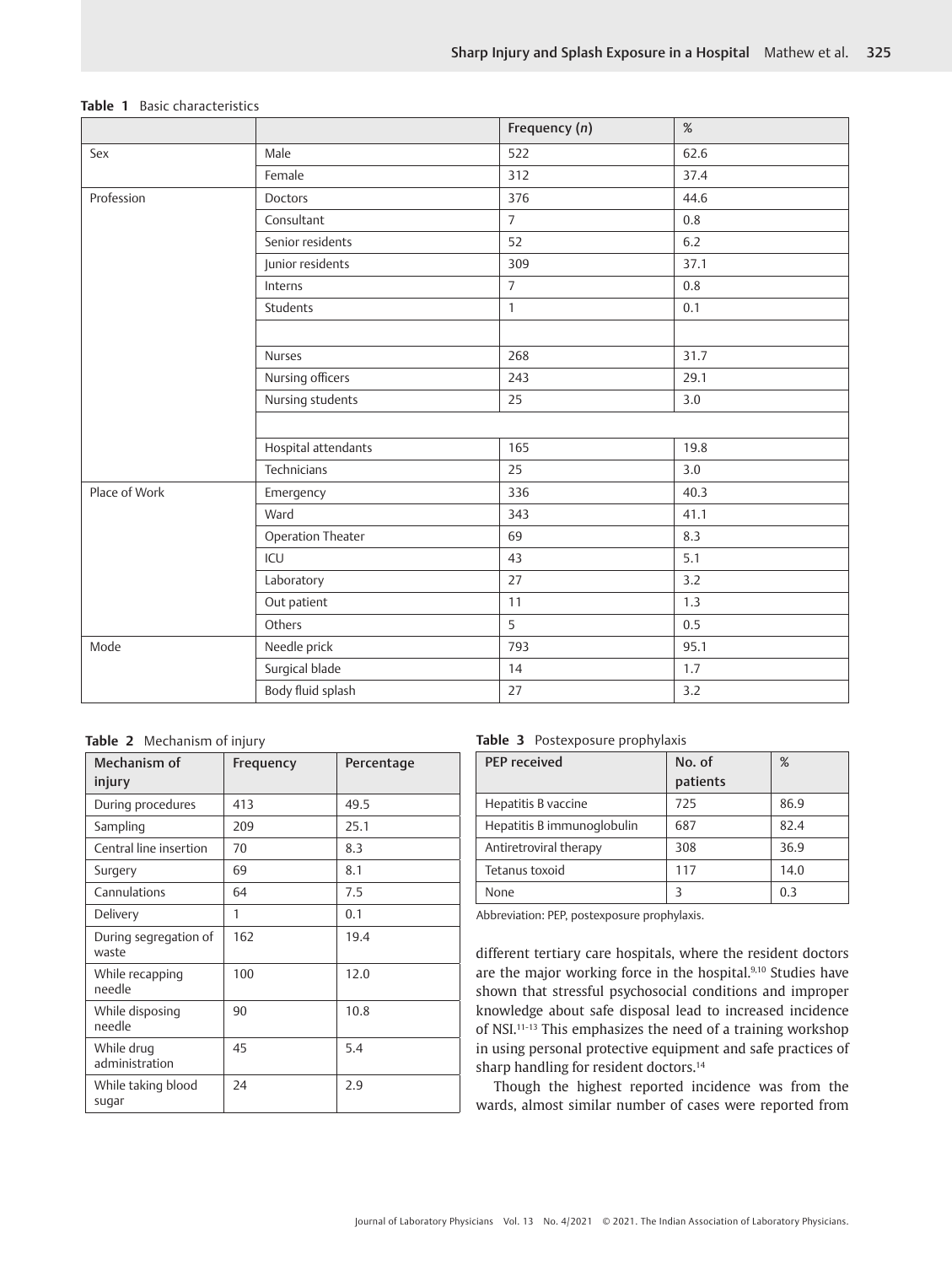**Table 1** Basic characteristics

| | | Frequency (*n*) | % |
|---|---|---|---|
| Sex | Male | 522 | 62.6 |
| | Female | 312 | 37.4 |
| Profession | Doctors | 376 | 44.6 |
| | Consultant | 7 | 0.8 |
| | Senior residents | 52 | 6.2 |
| | Junior residents | 309 | 37.1 |
| | Interns | 7 | 0.8 |
| | Students | 1 | 0.1 |
| | | | |
| | Nurses | 268 | 31.7 |
| | Nursing officers | 243 | 29.1 |
| | Nursing students | 25 | 3.0 |
| | | | |
| | Hospital attendants | 165 | 19.8 |
| | Technicians | 25 | 3.0 |
| Place of Work | Emergency | 336 | 40.3 |
| | Ward | 343 | 41.1 |
| | Operation Theater | 69 | 8.3 |
| | ICU | 43 | 5.1 |
| | Laboratory | 27 | 3.2 |
| | Out patient | 11 | 1.3 |
| | Others | 5 | 0.5 |
| Mode | Needle prick | 793 | 95.1 |
| | Surgical blade | 14 | 1.7 |
| | Body fluid splash | 27 | 3.2 |

**Table 2** Mechanism of injury

| Mechanism of injury | Frequency | Percentage |
|---|---|---|
| During procedures | 413 | 49.5 |
| Sampling | 209 | 25.1 |
| Central line insertion | 70 | 8.3 |
| Surgery | 69 | 8.1 |
| Cannulations | 64 | 7.5 |
| Delivery | 1 | 0.1 |
| During segregation of waste | 162 | 19.4 |
| While recapping needle | 100 | 12.0 |
| While disposing needle | 90 | 10.8 |
| While drug administration | 45 | 5.4 |
| While taking blood sugar | 24 | 2.9 |

**Table 3** Postexposure prophylaxis

| PEP received | No. of patients | % |
|---|---|---|
| Hepatitis B vaccine | 725 | 86.9 |
| Hepatitis B immunoglobulin | 687 | 82.4 |
| Antiretroviral therapy | 308 | 36.9 |
| Tetanus toxoid | 117 | 14.0 |
| None | 3 | 0.3 |

Abbreviation: PEP, postexposure prophylaxis.

different tertiary care hospitals, where the resident doctors are the major working force in the hospital.[9,10] Studies have shown that stressful psychosocial conditions and improper knowledge about safe disposal lead to increased incidence of NSI.[11–13] This emphasizes the need of a training workshop in using personal protective equipment and safe practices of sharp handling for resident doctors.[14]

Though the highest reported incidence was from the wards, almost similar number of cases were reported from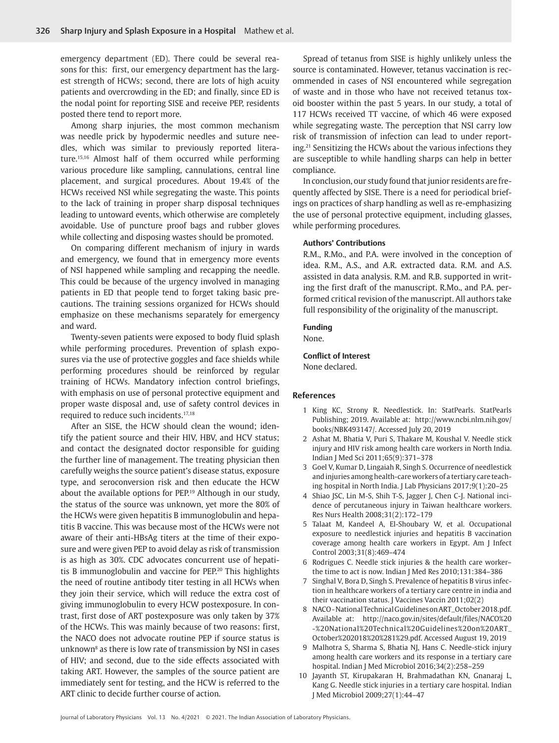emergency department (ED). There could be several reasons for this: first, our emergency department has the largest strength of HCWs; second, there are lots of high acuity patients and overcrowding in the ED; and finally, since ED is the nodal point for reporting SISE and receive PEP, residents posted there tend to report more.

Among sharp injuries, the most common mechanism was needle prick by hypodermic needles and suture needles, which was similar to previously reported literature.[15,16] Almost half of them occurred while performing various procedure like sampling, cannulations, central line placement, and surgical procedures. About 19.4% of the HCWs received NSI while segregating the waste. This points to the lack of training in proper sharp disposal techniques leading to untoward events, which otherwise are completely avoidable. Use of puncture proof bags and rubber gloves while collecting and disposing wastes should be promoted.

On comparing different mechanism of injury in wards and emergency, we found that in emergency more events of NSI happened while sampling and recapping the needle. This could be because of the urgency involved in managing patients in ED that people tend to forget taking basic precautions. The training sessions organized for HCWs should emphasize on these mechanisms separately for emergency and ward.

Twenty-seven patients were exposed to body fluid splash while performing procedures. Prevention of splash exposures via the use of protective goggles and face shields while performing procedures should be reinforced by regular training of HCWs. Mandatory infection control briefings, with emphasis on use of personal protective equipment and proper waste disposal and, use of safety control devices in required to reduce such incidents.[17,18]

After an SISE, the HCW should clean the wound; identify the patient source and their HIV, HBV, and HCV status; and contact the designated doctor responsible for guiding the further line of management. The treating physician then carefully weighs the source patient's disease status, exposure type, and seroconversion risk and then educate the HCW about the available options for PEP.[19] Although in our study, the status of the source was unknown, yet more the 80% of the HCWs were given hepatitis B immunoglobulin and hepatitis B vaccine. This was because most of the HCWs were not aware of their anti-HBsAg titers at the time of their exposure and were given PEP to avoid delay as risk of transmission is as high as 30%. CDC advocates concurrent use of hepatitis B immunoglobulin and vaccine for PEP.[20] This highlights the need of routine antibody titer testing in all HCWs when they join their service, which will reduce the extra cost of giving immunoglobulin to every HCW postexposure. In contrast, first dose of ART postexposure was only taken by 37% of the HCWs. This was mainly because of two reasons: first, the NACO does not advocate routine PEP if source status is unknown[8] as there is low rate of transmission by NSI in cases of HIV; and second, due to the side effects associated with taking ART. However, the samples of the source patient are immediately sent for testing, and the HCW is referred to the ART clinic to decide further course of action.

Spread of tetanus from SISE is highly unlikely unless the source is contaminated. However, tetanus vaccination is recommended in cases of NSI encountered while segregation of waste and in those who have not received tetanus toxoid booster within the past 5 years. In our study, a total of 117 HCWs received TT vaccine, of which 46 were exposed while segregating waste. The perception that NSI carry low risk of transmission of infection can lead to under reporting.[21] Sensitizing the HCWs about the various infections they are susceptible to while handling sharps can help in better compliance.

In conclusion, our study found that junior residents are frequently affected by SISE. There is a need for periodical briefings on practices of sharp handling as well as re-emphasizing the use of personal protective equipment, including glasses, while performing procedures.

#### Authors' Contributions

R.M., R.Mo., and P.A. were involved in the conception of idea. R.M., A.S., and A.R. extracted data. R.M. and A.S. assisted in data analysis. R.M. and R.B. supported in writing the first draft of the manuscript. R.Mo., and P.A. performed critical revision of the manuscript. All authors take full responsibility of the originality of the manuscript.

#### Funding

None.

#### Conflict of Interest

None declared.

## References

1. King KC, Strony R. Needlestick. In: StatPearls. StatPearls Publishing; 2019. Available at: http://www.ncbi.nlm.nih.gov/books/NBK493147/. Accessed July 20, 2019
2. Ashat M, Bhatia V, Puri S, Thakare M, Koushal V. Needle stick injury and HIV risk among health care workers in North India. Indian J Med Sci 2011;65(9):371–378
3. Goel V, Kumar D, Lingaiah R, Singh S. Occurrence of needlestick and injuries among health-care workers of a tertiary care teaching hospital in North India. J Lab Physicians 2017;9(1):20–25
4. Shiao JSC, Lin M-S, Shih T-S, Jagger J, Chen C-J. National incidence of percutaneous injury in Taiwan healthcare workers. Res Nurs Health 2008;31(2):172–179
5. Talaat M, Kandeel A, El-Shoubary W, et al. Occupational exposure to needlestick injuries and hepatitis B vaccination coverage among health care workers in Egypt. Am J Infect Control 2003;31(8):469–474
6. Rodrigues C. Needle stick injuries & the health care worker–the time to act is now. Indian J Med Res 2010;131:384–386
7. Singhal V, Bora D, Singh S. Prevalence of hepatitis B virus infection in healthcare workers of a tertiary care centre in india and their vaccination status. J Vaccines Vaccin 2011;02(2)
8. NACO - National Technical Guidelines on ART_October 2018.pdf. Available at: http://naco.gov.in/sites/default/files/NACO%20-%20National%20Technical%20Guidelines%20on%20ART_October%202018%20%281%29.pdf. Accessed August 19, 2019
9. Malhotra S, Sharma S, Bhatia NJ, Hans C. Needle-stick injury among health care workers and its response in a tertiary care hospital. Indian J Med Microbiol 2016;34(2):258–259
10. Jayanth ST, Kirupakaran H, Brahmadathan KN, Gnanaraj L, Kang G. Needle stick injuries in a tertiary care hospital. Indian J Med Microbiol 2009;27(1):44–47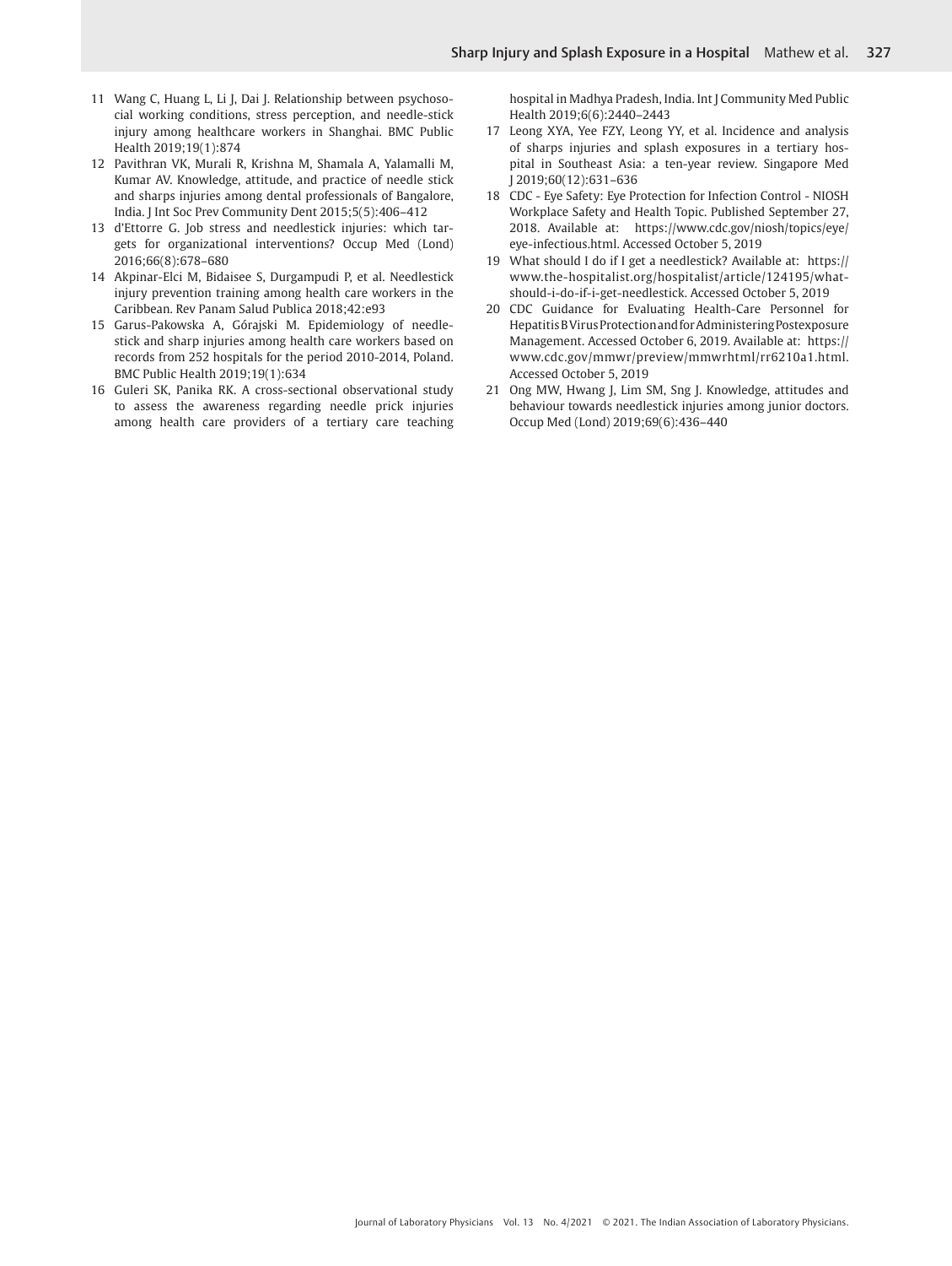11 Wang C, Huang L, Li J, Dai J. Relationship between psychosocial working conditions, stress perception, and needle-stick injury among healthcare workers in Shanghai. BMC Public Health 2019;19(1):874

12 Pavithran VK, Murali R, Krishna M, Shamala A, Yalamalli M, Kumar AV. Knowledge, attitude, and practice of needle stick and sharps injuries among dental professionals of Bangalore, India. J Int Soc Prev Community Dent 2015;5(5):406–412

13 d'Ettorre G. Job stress and needlestick injuries: which targets for organizational interventions? Occup Med (Lond) 2016;66(8):678–680

14 Akpinar-Elci M, Bidaisee S, Durgampudi P, et al. Needlestick injury prevention training among health care workers in the Caribbean. Rev Panam Salud Publica 2018;42:e93

15 Garus-Pakowska A, Górajski M. Epidemiology of needlestick and sharp injuries among health care workers based on records from 252 hospitals for the period 2010-2014, Poland. BMC Public Health 2019;19(1):634

16 Guleri SK, Panika RK. A cross-sectional observational study to assess the awareness regarding needle prick injuries among health care providers of a tertiary care teaching hospital in Madhya Pradesh, India. Int J Community Med Public Health 2019;6(6):2440–2443

17 Leong XYA, Yee FZY, Leong YY, et al. Incidence and analysis of sharps injuries and splash exposures in a tertiary hospital in Southeast Asia: a ten-year review. Singapore Med J 2019;60(12):631–636

18 CDC - Eye Safety: Eye Protection for Infection Control - NIOSH Workplace Safety and Health Topic. Published September 27, 2018. Available at: https://www.cdc.gov/niosh/topics/eye/eye-infectious.html. Accessed October 5, 2019

19 What should I do if I get a needlestick? Available at: https://www.the-hospitalist.org/hospitalist/article/124195/what-should-i-do-if-i-get-needlestick. Accessed October 5, 2019

20 CDC Guidance for Evaluating Health-Care Personnel for Hepatitis B Virus Protection and for Administering Postexposure Management. Accessed October 6, 2019. Available at: https://www.cdc.gov/mmwr/preview/mmwrhtml/rr6210a1.html. Accessed October 5, 2019

21 Ong MW, Hwang J, Lim SM, Sng J. Knowledge, attitudes and behaviour towards needlestick injuries among junior doctors. Occup Med (Lond) 2019;69(6):436–440